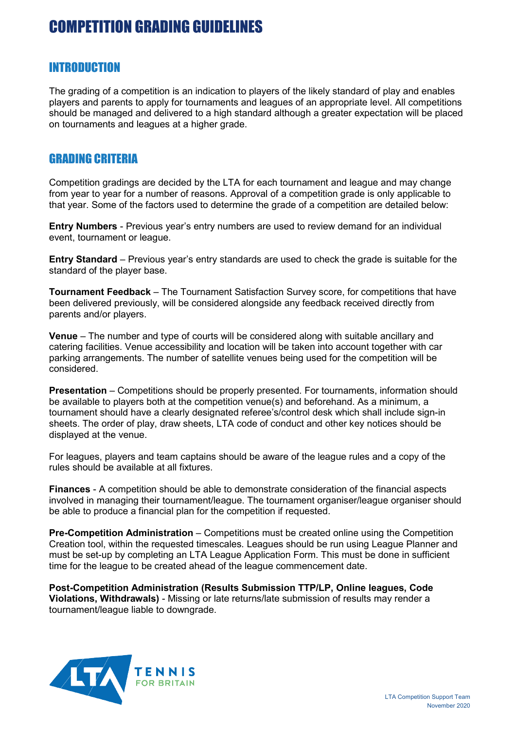# COMPETITION GRADING GUIDELINES

## INTRODUCTION

The grading of a competition is an indication to players of the likely standard of play and enables players and parents to apply for tournaments and leagues of an appropriate level. All competitions should be managed and delivered to a high standard although a greater expectation will be placed on tournaments and leagues at a higher grade.

## GRADING CRITERIA

Competition gradings are decided by the LTA for each tournament and league and may change from year to year for a number of reasons. Approval of a competition grade is only applicable to that year. Some of the factors used to determine the grade of a competition are detailed below:

**Entry Numbers** - Previous year's entry numbers are used to review demand for an individual event, tournament or league.

**Entry Standard** – Previous year's entry standards are used to check the grade is suitable for the standard of the player base.

**Tournament Feedback** – The Tournament Satisfaction Survey score, for competitions that have been delivered previously, will be considered alongside any feedback received directly from parents and/or players.

**Venue** – The number and type of courts will be considered along with suitable ancillary and catering facilities. Venue accessibility and location will be taken into account together with car parking arrangements. The number of satellite venues being used for the competition will be considered.

**Presentation** – Competitions should be properly presented. For tournaments, information should be available to players both at the competition venue(s) and beforehand. As a minimum, a tournament should have a clearly designated referee's/control desk which shall include sign-in sheets. The order of play, draw sheets, LTA code of conduct and other key notices should be displayed at the venue.

For leagues, players and team captains should be aware of the league rules and a copy of the rules should be available at all fixtures.

**Finances** - A competition should be able to demonstrate consideration of the financial aspects involved in managing their tournament/league. The tournament organiser/league organiser should be able to produce a financial plan for the competition if requested.

**Pre-Competition Administration** – Competitions must be created online using the Competition Creation tool, within the requested timescales. Leagues should be run using League Planner and must be set-up by completing an LTA League Application Form. This must be done in sufficient time for the league to be created ahead of the league commencement date.

**Post-Competition Administration (Results Submission TTP/LP, Online leagues, Code Violations, Withdrawals)** - Missing or late returns/late submission of results may render a tournament/league liable to downgrade.

LTA Competition Support Team
November 2020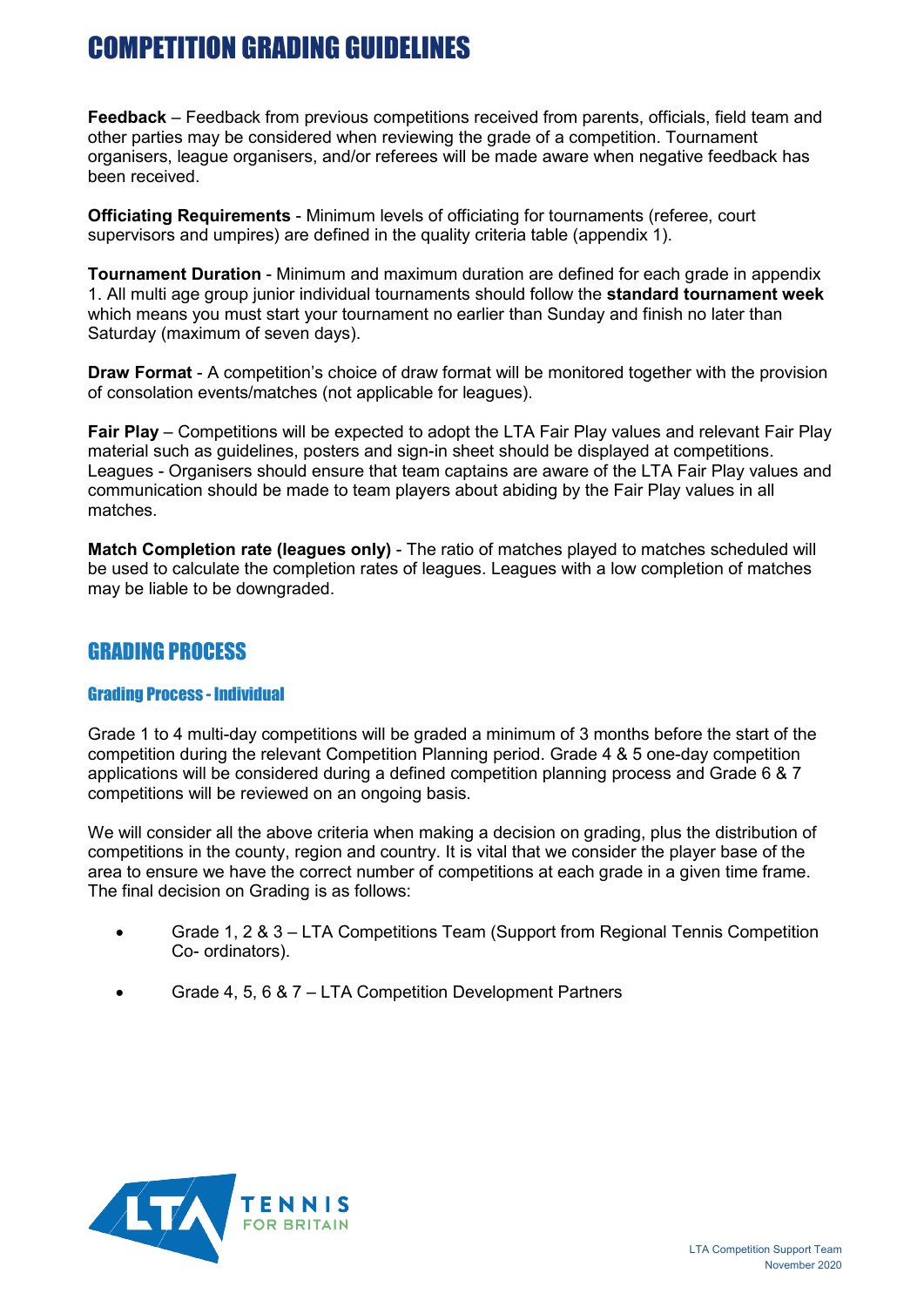# COMPETITION GRADING GUIDELINES

**Feedback** – Feedback from previous competitions received from parents, officials, field team and other parties may be considered when reviewing the grade of a competition. Tournament organisers, league organisers, and/or referees will be made aware when negative feedback has been received.

**Officiating Requirements** - Minimum levels of officiating for tournaments (referee, court supervisors and umpires) are defined in the quality criteria table (appendix 1).

**Tournament Duration** - Minimum and maximum duration are defined for each grade in appendix 1. All multi age group junior individual tournaments should follow the **standard tournament week** which means you must start your tournament no earlier than Sunday and finish no later than Saturday (maximum of seven days).

**Draw Format** - A competition's choice of draw format will be monitored together with the provision of consolation events/matches (not applicable for leagues).

**Fair Play** – Competitions will be expected to adopt the LTA Fair Play values and relevant Fair Play material such as guidelines, posters and sign-in sheet should be displayed at competitions. Leagues - Organisers should ensure that team captains are aware of the LTA Fair Play values and communication should be made to team players about abiding by the Fair Play values in all matches.

**Match Completion rate (leagues only)** - The ratio of matches played to matches scheduled will be used to calculate the completion rates of leagues. Leagues with a low completion of matches may be liable to be downgraded.

## GRADING PROCESS

### Grading Process - Individual

Grade 1 to 4 multi-day competitions will be graded a minimum of 3 months before the start of the competition during the relevant Competition Planning period. Grade 4 & 5 one-day competition applications will be considered during a defined competition planning process and Grade 6 & 7 competitions will be reviewed on an ongoing basis.

We will consider all the above criteria when making a decision on grading, plus the distribution of competitions in the county, region and country. It is vital that we consider the player base of the area to ensure we have the correct number of competitions at each grade in a given time frame. The final decision on Grading is as follows:

- Grade 1, 2 & 3 – LTA Competitions Team (Support from Regional Tennis Competition Co- ordinators).
- Grade 4, 5, 6 & 7 – LTA Competition Development Partners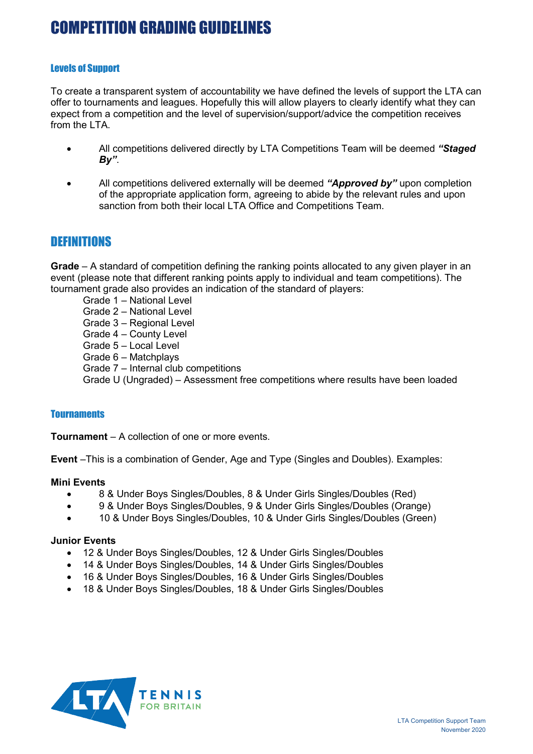# COMPETITION GRADING GUIDELINES

### Levels of Support

To create a transparent system of accountability we have defined the levels of support the LTA can offer to tournaments and leagues. Hopefully this will allow players to clearly identify what they can expect from a competition and the level of supervision/support/advice the competition receives from the LTA.

- All competitions delivered directly by LTA Competitions Team will be deemed ***"Staged By"***.
- All competitions delivered externally will be deemed ***"Approved by"*** upon completion of the appropriate application form, agreeing to abide by the relevant rules and upon sanction from both their local LTA Office and Competitions Team.

## DEFINITIONS

**Grade** – A standard of competition defining the ranking points allocated to any given player in an event (please note that different ranking points apply to individual and team competitions). The tournament grade also provides an indication of the standard of players:

Grade 1 – National Level
Grade 2 – National Level
Grade 3 – Regional Level
Grade 4 – County Level
Grade 5 – Local Level
Grade 6 – Matchplays
Grade 7 – Internal club competitions
Grade U (Ungraded) – Assessment free competitions where results have been loaded

### Tournaments

**Tournament** – A collection of one or more events.

**Event** –This is a combination of Gender, Age and Type (Singles and Doubles). Examples:

**Mini Events**

- 8 & Under Boys Singles/Doubles, 8 & Under Girls Singles/Doubles (Red)
- 9 & Under Boys Singles/Doubles, 9 & Under Girls Singles/Doubles (Orange)
- 10 & Under Boys Singles/Doubles, 10 & Under Girls Singles/Doubles (Green)

**Junior Events**

- 12 & Under Boys Singles/Doubles, 12 & Under Girls Singles/Doubles
- 14 & Under Boys Singles/Doubles, 14 & Under Girls Singles/Doubles
- 16 & Under Boys Singles/Doubles, 16 & Under Girls Singles/Doubles
- 18 & Under Boys Singles/Doubles, 18 & Under Girls Singles/Doubles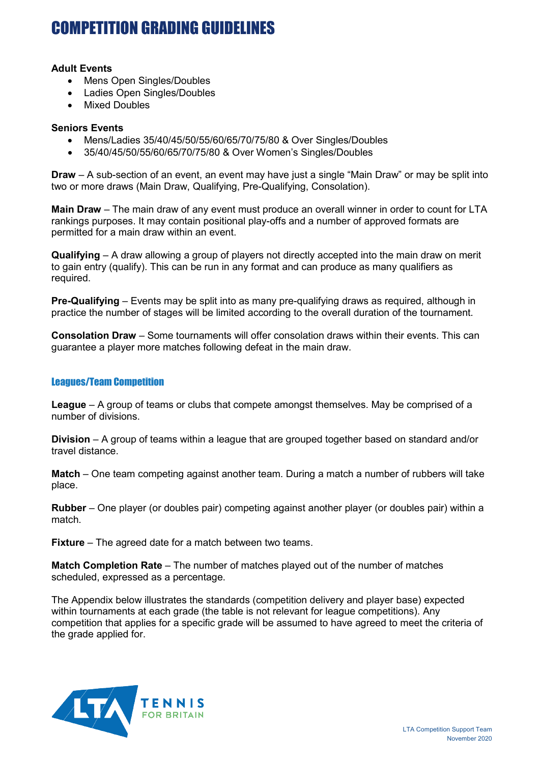# COMPETITION GRADING GUIDELINES

**Adult Events**

- Mens Open Singles/Doubles
- Ladies Open Singles/Doubles
- Mixed Doubles

**Seniors Events**

- Mens/Ladies 35/40/45/50/55/60/65/70/75/80 & Over Singles/Doubles
- 35/40/45/50/55/60/65/70/75/80 & Over Women's Singles/Doubles

**Draw** – A sub-section of an event, an event may have just a single "Main Draw" or may be split into two or more draws (Main Draw, Qualifying, Pre-Qualifying, Consolation).

**Main Draw** – The main draw of any event must produce an overall winner in order to count for LTA rankings purposes. It may contain positional play-offs and a number of approved formats are permitted for a main draw within an event.

**Qualifying** – A draw allowing a group of players not directly accepted into the main draw on merit to gain entry (qualify). This can be run in any format and can produce as many qualifiers as required.

**Pre-Qualifying** – Events may be split into as many pre-qualifying draws as required, although in practice the number of stages will be limited according to the overall duration of the tournament.

**Consolation Draw** – Some tournaments will offer consolation draws within their events. This can guarantee a player more matches following defeat in the main draw.

## Leagues/Team Competition

**League** – A group of teams or clubs that compete amongst themselves. May be comprised of a number of divisions.

**Division** – A group of teams within a league that are grouped together based on standard and/or travel distance.

**Match** – One team competing against another team. During a match a number of rubbers will take place.

**Rubber** – One player (or doubles pair) competing against another player (or doubles pair) within a match.

**Fixture** – The agreed date for a match between two teams.

**Match Completion Rate** – The number of matches played out of the number of matches scheduled, expressed as a percentage.

The Appendix below illustrates the standards (competition delivery and player base) expected within tournaments at each grade (the table is not relevant for league competitions). Any competition that applies for a specific grade will be assumed to have agreed to meet the criteria of the grade applied for.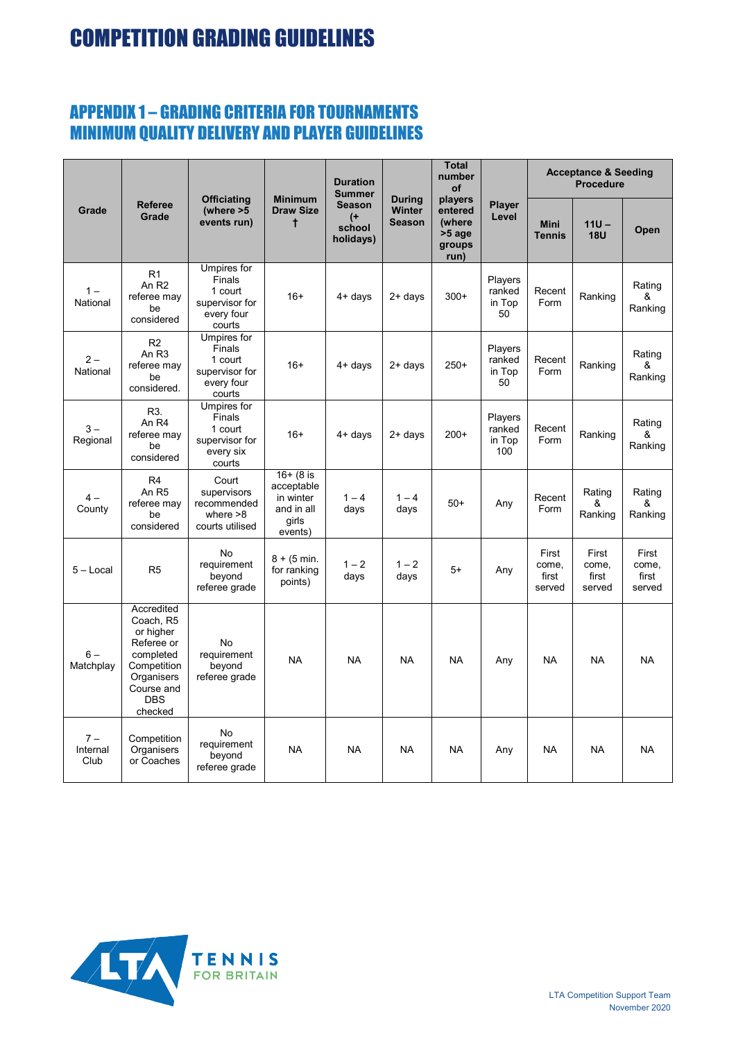# COMPETITION GRADING GUIDELINES

## APPENDIX 1 – GRADING CRITERIA FOR TOURNAMENTS MINIMUM QUALITY DELIVERY AND PLAYER GUIDELINES

| Grade | Referee Grade | Officiating (where >5 events run) | Minimum Draw Size † | Duration Summer Season (+ school holidays) | During Winter Season | Total number of players entered (where >5 age groups run) | Player Level | Acceptance & Seeding Procedure | | |
|---|---|---|---|---|---|---|---|---|---|---|
| | | | | | | | | Mini Tennis | 11U – 18U | Open |
| 1 – National | R1 An R2 referee may be considered | Umpires for Finals 1 court supervisor for every four courts | 16+ | 4+ days | 2+ days | 300+ | Players ranked in Top 50 | Recent Form | Ranking | Rating & Ranking |
| 2 – National | R2 An R3 referee may be considered. | Umpires for Finals 1 court supervisor for every four courts | 16+ | 4+ days | 2+ days | 250+ | Players ranked in Top 50 | Recent Form | Ranking | Rating & Ranking |
| 3 – Regional | R3. An R4 referee may be considered | Umpires for Finals 1 court supervisor for every six courts | 16+ | 4+ days | 2+ days | 200+ | Players ranked in Top 100 | Recent Form | Ranking | Rating & Ranking |
| 4 – County | R4 An R5 referee may be considered | Court supervisors recommended where >8 courts utilised | 16+ (8 is acceptable in winter and in all girls events) | 1 – 4 days | 1 – 4 days | 50+ | Any | Recent Form | Rating & Ranking | Rating & Ranking |
| 5 – Local | R5 | No requirement beyond referee grade | 8 + (5 min. for ranking points) | 1 – 2 days | 1 – 2 days | 5+ | Any | First come, first served | First come, first served | First come, first served |
| 6 – Matchplay | Accredited Coach, R5 or higher Referee or completed Competition Organisers Course and DBS checked | No requirement beyond referee grade | NA | NA | NA | NA | Any | NA | NA | NA |
| 7 – Internal Club | Competition Organisers or Coaches | No requirement beyond referee grade | NA | NA | NA | NA | Any | NA | NA | NA |

LTA TENNIS FOR BRITAIN

LTA Competition Support Team
November 2020